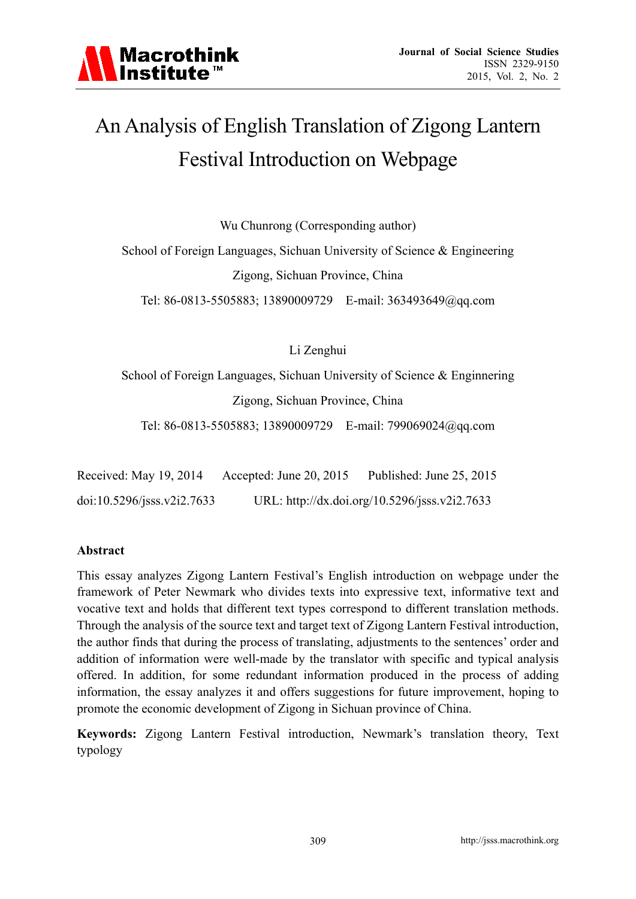# An Analysis of English Translation of Zigong Lantern Festival Introduction on Webpage

Wu Chunrong (Corresponding author)

School of Foreign Languages, Sichuan University of Science & Engineering Zigong, Sichuan Province, China

Tel: 86-0813-5505883; 13890009729 E-mail: 363493649@qq.com

Li Zenghui

School of Foreign Languages, Sichuan University of Science & Enginnering Zigong, Sichuan Province, China

Tel: 86-0813-5505883; 13890009729 E-mail: 799069024@qq.com

| Received: May 19, 2014                             | Accepted: June 20, $2015$ | Published: June 25, 2015                      |
|----------------------------------------------------|---------------------------|-----------------------------------------------|
| $\frac{\text{doi:10.5296}}{\text{ISS. v2i2.7633}}$ |                           | URL: http://dx.doi.org/10.5296/jsss.v2i2.7633 |

## **Abstract**

This essay analyzes Zigong Lantern Festival's English introduction on webpage under the framework of Peter Newmark who divides texts into expressive text, informative text and vocative text and holds that different text types correspond to different translation methods. Through the analysis of the source text and target text of Zigong Lantern Festival introduction, the author finds that during the process of translating, adjustments to the sentences' order and addition of information were well-made by the translator with specific and typical analysis offered. In addition, for some redundant information produced in the process of adding information, the essay analyzes it and offers suggestions for future improvement, hoping to promote the economic development of Zigong in Sichuan province of China.

**Keywords:** Zigong Lantern Festival introduction, Newmark's translation theory, Text typology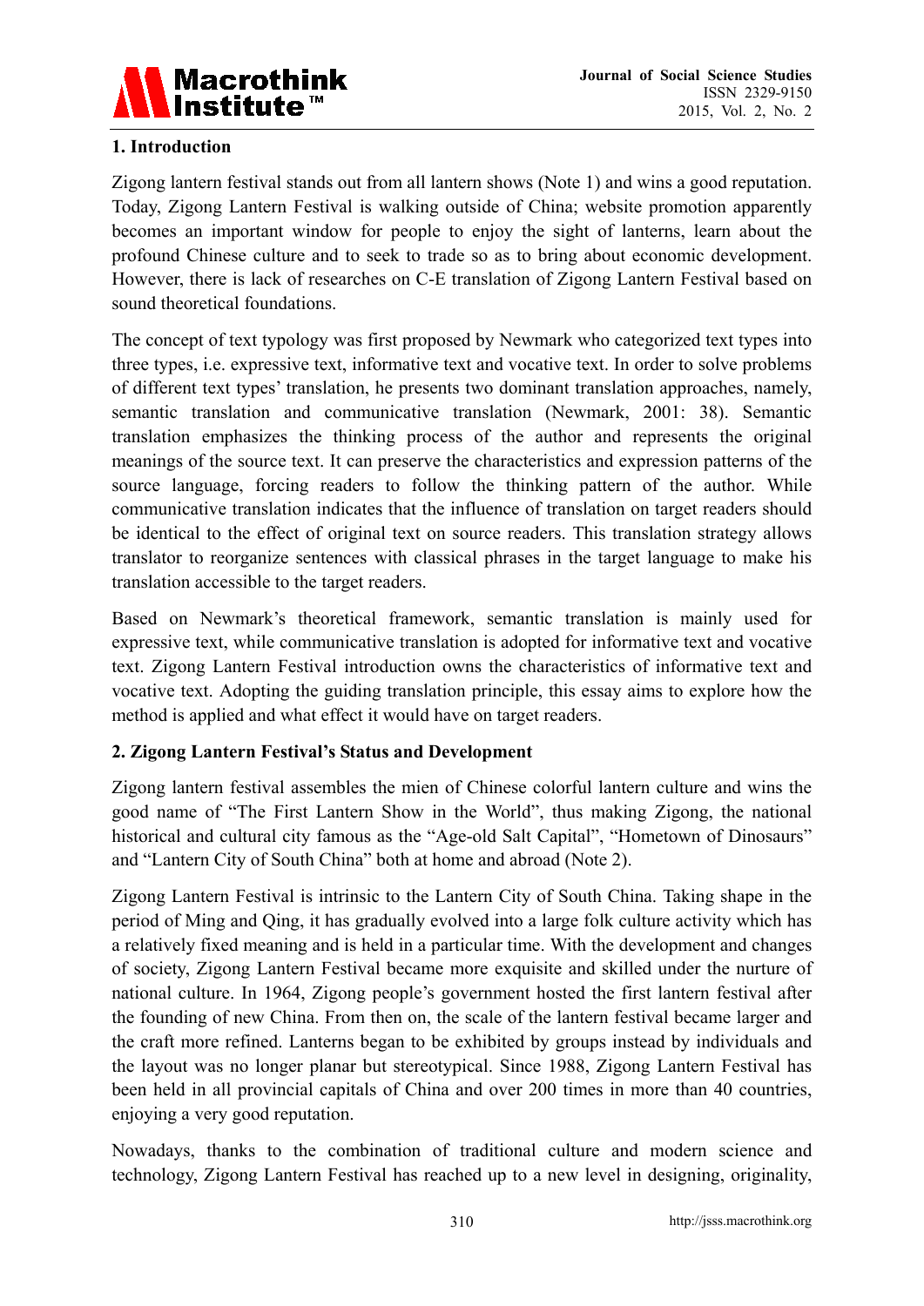

# **1. Introduction**

Zigong lantern festival stands out from all lantern shows (Note 1) and wins a good reputation. Today, Zigong Lantern Festival is walking outside of China; website promotion apparently becomes an important window for people to enjoy the sight of lanterns, learn about the profound Chinese culture and to seek to trade so as to bring about economic development. However, there is lack of researches on C-E translation of Zigong Lantern Festival based on sound theoretical foundations.

The concept of text typology was first proposed by Newmark who categorized text types into three types, i.e. expressive text, informative text and vocative text. In order to solve problems of different text types' translation, he presents two dominant translation approaches, namely, semantic translation and communicative translation (Newmark, 2001: 38). Semantic translation emphasizes the thinking process of the author and represents the original meanings of the source text. It can preserve the characteristics and expression patterns of the source language, forcing readers to follow the thinking pattern of the author. While communicative translation indicates that the influence of translation on target readers should be identical to the effect of original text on source readers. This translation strategy allows translator to reorganize sentences with classical phrases in the target language to make his translation accessible to the target readers.

Based on Newmark's theoretical framework, semantic translation is mainly used for expressive text, while communicative translation is adopted for informative text and vocative text. Zigong Lantern Festival introduction owns the characteristics of informative text and vocative text. Adopting the guiding translation principle, this essay aims to explore how the method is applied and what effect it would have on target readers.

## **2. Zigong Lantern Festival's Status and Development**

Zigong lantern festival assembles the mien of Chinese colorful lantern culture and wins the good name of "The First Lantern Show in the World", thus making Zigong, the national historical and cultural city famous as the "Age-old Salt Capital", "Hometown of Dinosaurs" and "Lantern City of South China" both at home and abroad (Note 2).

Zigong Lantern Festival is intrinsic to the Lantern City of South China. Taking shape in the period of Ming and Qing, it has gradually evolved into a large folk culture activity which has a relatively fixed meaning and is held in a particular time. With the development and changes of society, Zigong Lantern Festival became more exquisite and skilled under the nurture of national culture. In 1964, Zigong people's government hosted the first lantern festival after the founding of new China. From then on, the scale of the lantern festival became larger and the craft more refined. Lanterns began to be exhibited by groups instead by individuals and the layout was no longer planar but stereotypical. Since 1988, Zigong Lantern Festival has been held in all provincial capitals of China and over 200 times in more than 40 countries, enjoying a very good reputation.

Nowadays, thanks to the combination of traditional culture and modern science and technology, Zigong Lantern Festival has reached up to a new level in designing, originality,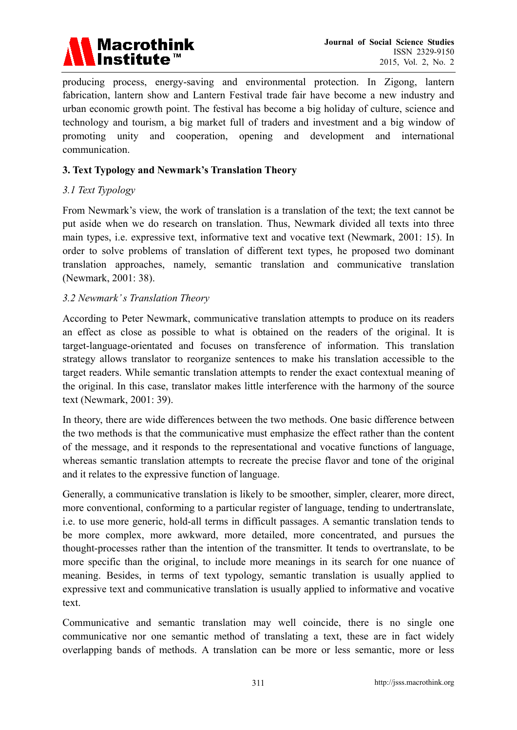

producing process, energy-saving and environmental protection. In Zigong, lantern fabrication, lantern show and Lantern Festival trade fair have become a new industry and urban economic growth point. The festival has become a big holiday of culture, science and technology and tourism, a big market full of traders and investment and a big window of promoting unity and cooperation, opening and development and international communication.

# **3. Text Typology and Newmark's Translation Theory**

# *3.1 Text Typology*

From Newmark's view, the work of translation is a translation of the text; the text cannot be put aside when we do research on translation. Thus, Newmark divided all texts into three main types, i.e. expressive text, informative text and vocative text (Newmark, 2001: 15). In order to solve problems of translation of different text types, he proposed two dominant translation approaches, namely, semantic translation and communicative translation (Newmark, 2001: 38).

## *3.2 Newmark' s Translation Theory*

According to Peter Newmark, communicative translation attempts to produce on its readers an effect as close as possible to what is obtained on the readers of the original. It is target-language-orientated and focuses on transference of information. This translation strategy allows translator to reorganize sentences to make his translation accessible to the target readers. While semantic translation attempts to render the exact contextual meaning of the original. In this case, translator makes little interference with the harmony of the source text (Newmark, 2001: 39).

In theory, there are wide differences between the two methods. One basic difference between the two methods is that the communicative must emphasize the effect rather than the content of the message, and it responds to the representational and vocative functions of language, whereas semantic translation attempts to recreate the precise flavor and tone of the original and it relates to the expressive function of language.

Generally, a communicative translation is likely to be smoother, simpler, clearer, more direct, more conventional, conforming to a particular register of language, tending to undertranslate, i.e. to use more generic, hold-all terms in difficult passages. A semantic translation tends to be more complex, more awkward, more detailed, more concentrated, and pursues the thought-processes rather than the intention of the transmitter. It tends to overtranslate, to be more specific than the original, to include more meanings in its search for one nuance of meaning. Besides, in terms of text typology, semantic translation is usually applied to expressive text and communicative translation is usually applied to informative and vocative text.

Communicative and semantic translation may well coincide, there is no single one communicative nor one semantic method of translating a text, these are in fact widely overlapping bands of methods. A translation can be more or less semantic, more or less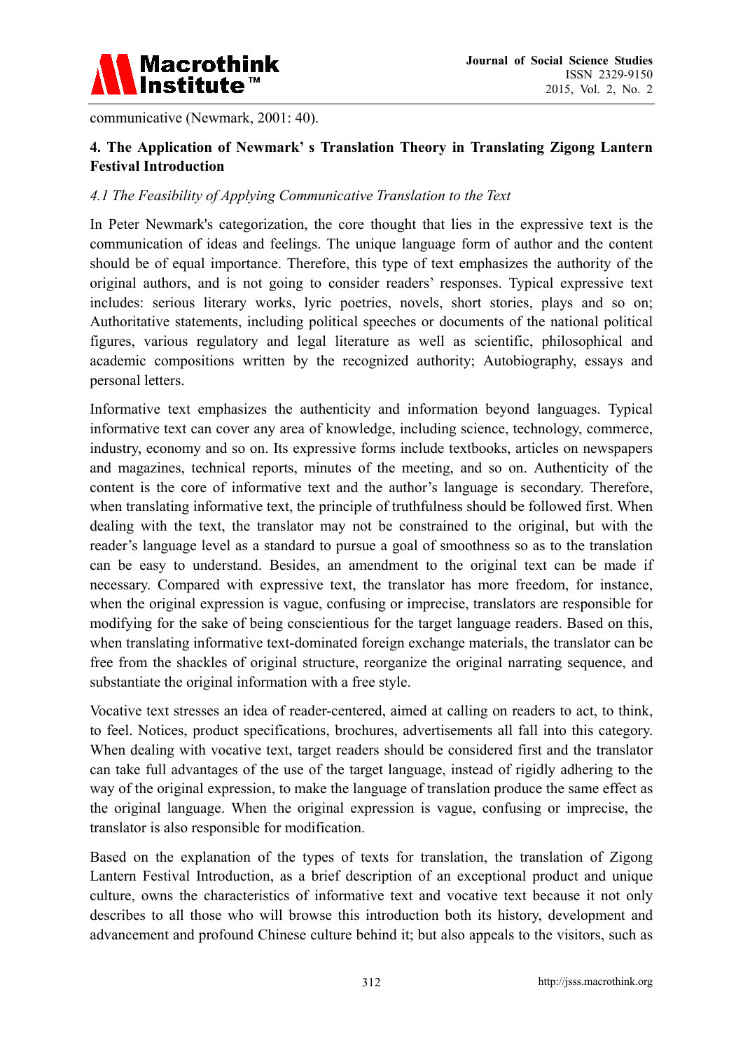

communicative (Newmark, 2001: 40).

# **4. The Application of Newmark' s Translation Theory in Translating Zigong Lantern Festival Introduction**

## *4.1 The Feasibility of Applying Communicative Translation to the Text*

In Peter Newmark's categorization, the core thought that lies in the expressive text is the communication of ideas and feelings. The unique language form of author and the content should be of equal importance. Therefore, this type of text emphasizes the authority of the original authors, and is not going to consider readers' responses. Typical expressive text includes: serious literary works, lyric poetries, novels, short stories, plays and so on; Authoritative statements, including political speeches or documents of the national political figures, various regulatory and legal literature as well as scientific, philosophical and academic compositions written by the recognized authority; Autobiography, essays and personal letters.

Informative text emphasizes the authenticity and information beyond languages. Typical informative text can cover any area of knowledge, including science, technology, commerce, industry, economy and so on. Its expressive forms include textbooks, articles on newspapers and magazines, technical reports, minutes of the meeting, and so on. Authenticity of the content is the core of informative text and the author's language is secondary. Therefore, when translating informative text, the principle of truthfulness should be followed first. When dealing with the text, the translator may not be constrained to the original, but with the reader's language level as a standard to pursue a goal of smoothness so as to the translation can be easy to understand. Besides, an amendment to the original text can be made if necessary. Compared with expressive text, the translator has more freedom, for instance, when the original expression is vague, confusing or imprecise, translators are responsible for modifying for the sake of being conscientious for the target language readers. Based on this, when translating informative text-dominated foreign exchange materials, the translator can be free from the shackles of original structure, reorganize the original narrating sequence, and substantiate the original information with a free style.

Vocative text stresses an idea of reader-centered, aimed at calling on readers to act, to think, to feel. Notices, product specifications, brochures, advertisements all fall into this category. When dealing with vocative text, target readers should be considered first and the translator can take full advantages of the use of the target language, instead of rigidly adhering to the way of the original expression, to make the language of translation produce the same effect as the original language. When the original expression is vague, confusing or imprecise, the translator is also responsible for modification.

Based on the explanation of the types of texts for translation, the translation of Zigong Lantern Festival Introduction, as a brief description of an exceptional product and unique culture, owns the characteristics of informative text and vocative text because it not only describes to all those who will browse this introduction both its history, development and advancement and profound Chinese culture behind it; but also appeals to the visitors, such as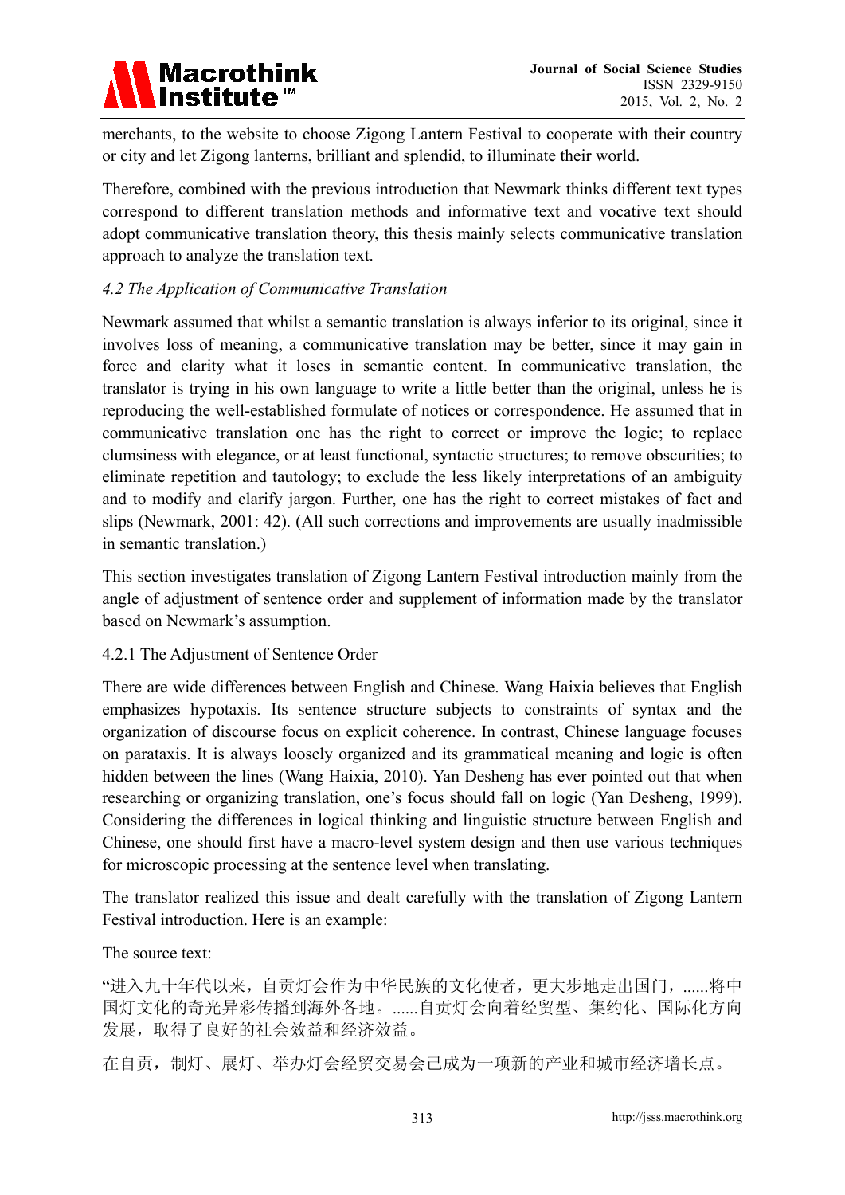

merchants, to the website to choose Zigong Lantern Festival to cooperate with their country or city and let Zigong lanterns, brilliant and splendid, to illuminate their world.

Therefore, combined with the previous introduction that Newmark thinks different text types correspond to different translation methods and informative text and vocative text should adopt communicative translation theory, this thesis mainly selects communicative translation approach to analyze the translation text.

# *4.2 The Application of Communicative Translation*

Newmark assumed that whilst a semantic translation is always inferior to its original, since it involves loss of meaning, a communicative translation may be better, since it may gain in force and clarity what it loses in semantic content. In communicative translation, the translator is trying in his own language to write a little better than the original, unless he is reproducing the well-established formulate of notices or correspondence. He assumed that in communicative translation one has the right to correct or improve the logic; to replace clumsiness with elegance, or at least functional, syntactic structures; to remove obscurities; to eliminate repetition and tautology; to exclude the less likely interpretations of an ambiguity and to modify and clarify jargon. Further, one has the right to correct mistakes of fact and slips (Newmark, 2001: 42). (All such corrections and improvements are usually inadmissible in semantic translation.)

This section investigates translation of Zigong Lantern Festival introduction mainly from the angle of adjustment of sentence order and supplement of information made by the translator based on Newmark's assumption.

## 4.2.1 The Adjustment of Sentence Order

There are wide differences between English and Chinese. Wang Haixia believes that English emphasizes hypotaxis. Its sentence structure subjects to constraints of syntax and the organization of discourse focus on explicit coherence. In contrast, Chinese language focuses on parataxis. It is always loosely organized and its grammatical meaning and logic is often hidden between the lines (Wang Haixia, 2010). Yan Desheng has ever pointed out that when researching or organizing translation, one's focus should fall on logic (Yan Desheng, 1999). Considering the differences in logical thinking and linguistic structure between English and Chinese, one should first have a macro-level system design and then use various techniques for microscopic processing at the sentence level when translating.

The translator realized this issue and dealt carefully with the translation of Zigong Lantern Festival introduction. Here is an example:

The source text:

"进入九十年代以来,自贡灯会作为中华民族的文化使者,更大步地走出国门,......将中 国灯文化的奇光异彩传播到海外各地。......自贡灯会向着经贸型、集约化、国际化方向 发展,取得了良好的社会效益和经济效益。

在自贡,制灯、展灯、举办灯会经贸交易会己成为一项新的产业和城市经济增长点。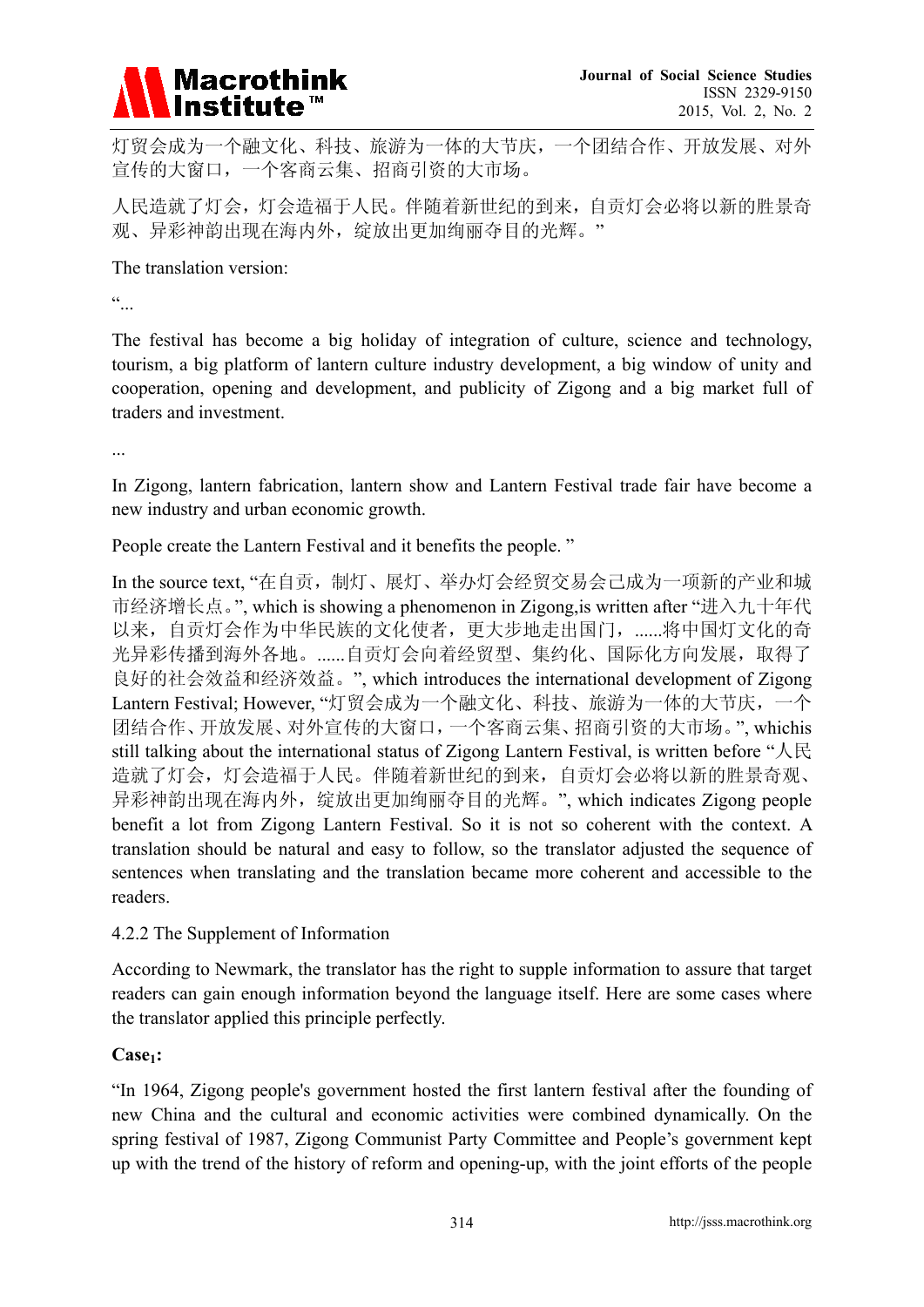

灯贸会成为一个融文化、科技、旅游为一体的大节庆,一个团结合作、开放发展、对外 宣传的大窗口,一个客商云集、招商引资的大市场。

人民造就了灯会,灯会造福于人民。伴随着新世纪的到来,自贡灯会必将以新的胜景奇 观、异彩神韵出现在海内外,绽放出更加绚丽夺目的光辉。"

The translation version:

 $\frac{1}{1}$ 

The festival has become a big holiday of integration of culture, science and technology, tourism, a big platform of lantern culture industry development, a big window of unity and cooperation, opening and development, and publicity of Zigong and a big market full of traders and investment.

...

In Zigong, lantern fabrication, lantern show and Lantern Festival trade fair have become a new industry and urban economic growth.

People create the Lantern Festival and it benefits the people. "

In the source text, "在自贡,制灯、展灯、举办灯会经贸交易会己成为一项新的产业和城 市经济增长点。", which is showing a phenomenon in Zigong,is written after "进入九十年代 以来,自贡灯会作为中华民族的文化使者,更大步地走出国门,......将中国灯文化的奇 光异彩传播到海外各地。......自贡灯会向着经贸型、集约化、国际化方向发展,取得了 良好的社会效益和经济效益。", which introduces the international development of Zigong Lantern Festival; However, "灯贸会成为一个融文化、科技、旅游为一体的大节庆,一个 团结合作、开放发展、对外宣传的大窗口,一个客商云集、招商引资的大市场。", whichis still talking about the international status of Zigong Lantern Festival, is written before "人民 造就了灯会,灯会造福于人民。伴随着新世纪的到来,自贡灯会必将以新的胜景奇观、 异彩神韵出现在海内外,绽放出更加绚丽夺目的光辉。", which indicates Zigong people benefit a lot from Zigong Lantern Festival. So it is not so coherent with the context. A translation should be natural and easy to follow, so the translator adjusted the sequence of sentences when translating and the translation became more coherent and accessible to the readers.

## 4.2.2 The Supplement of Information

According to Newmark, the translator has the right to supple information to assure that target readers can gain enough information beyond the language itself. Here are some cases where the translator applied this principle perfectly.

#### **Case1:**

"In 1964, Zigong people's government hosted the first lantern festival after the founding of new China and the cultural and economic activities were combined dynamically. On the spring festival of 1987, Zigong Communist Party Committee and People's government kept up with the trend of the history of reform and opening-up, with the joint efforts of the people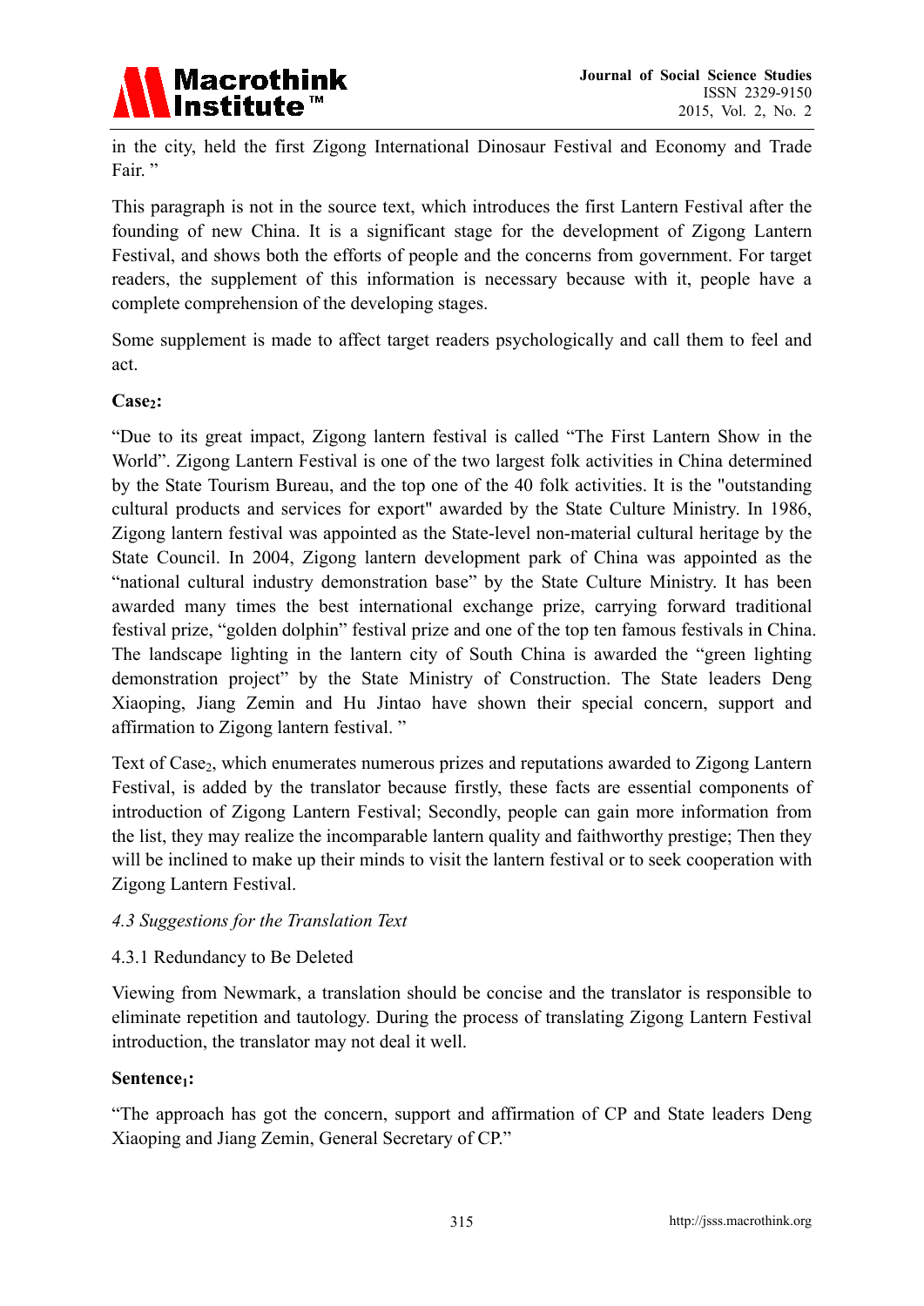

in the city, held the first Zigong International Dinosaur Festival and Economy and Trade Fair."

This paragraph is not in the source text, which introduces the first Lantern Festival after the founding of new China. It is a significant stage for the development of Zigong Lantern Festival, and shows both the efforts of people and the concerns from government. For target readers, the supplement of this information is necessary because with it, people have a complete comprehension of the developing stages.

Some supplement is made to affect target readers psychologically and call them to feel and act.

## Case<sub>2</sub>:

"Due to its great impact, Zigong lantern festival is called "The First Lantern Show in the World". Zigong Lantern Festival is one of the two largest folk activities in China determined by the State Tourism Bureau, and the top one of the 40 folk activities. It is the "outstanding cultural products and services for export" awarded by the State Culture Ministry. In 1986, Zigong lantern festival was appointed as the State-level non-material cultural heritage by the State Council. In 2004, Zigong lantern development park of China was appointed as the "national cultural industry demonstration base" by the State Culture Ministry. It has been awarded many times the best international exchange prize, carrying forward traditional festival prize, "golden dolphin" festival prize and one of the top ten famous festivals in China. The landscape lighting in the lantern city of South China is awarded the "green lighting demonstration project" by the State Ministry of Construction. The State leaders Deng Xiaoping, Jiang Zemin and Hu Jintao have shown their special concern, support and affirmation to Zigong lantern festival. "

Text of Case<sub>2</sub>, which enumerates numerous prizes and reputations awarded to Zigong Lantern Festival, is added by the translator because firstly, these facts are essential components of introduction of Zigong Lantern Festival; Secondly, people can gain more information from the list, they may realize the incomparable lantern quality and faithworthy prestige; Then they will be inclined to make up their minds to visit the lantern festival or to seek cooperation with Zigong Lantern Festival.

## *4.3 Suggestions for the Translation Text*

4.3.1 Redundancy to Be Deleted

Viewing from Newmark, a translation should be concise and the translator is responsible to eliminate repetition and tautology. During the process of translating Zigong Lantern Festival introduction, the translator may not deal it well.

#### Sentence<sub>1</sub>:

"The approach has got the concern, support and affirmation of CP and State leaders Deng Xiaoping and Jiang Zemin, General Secretary of CP."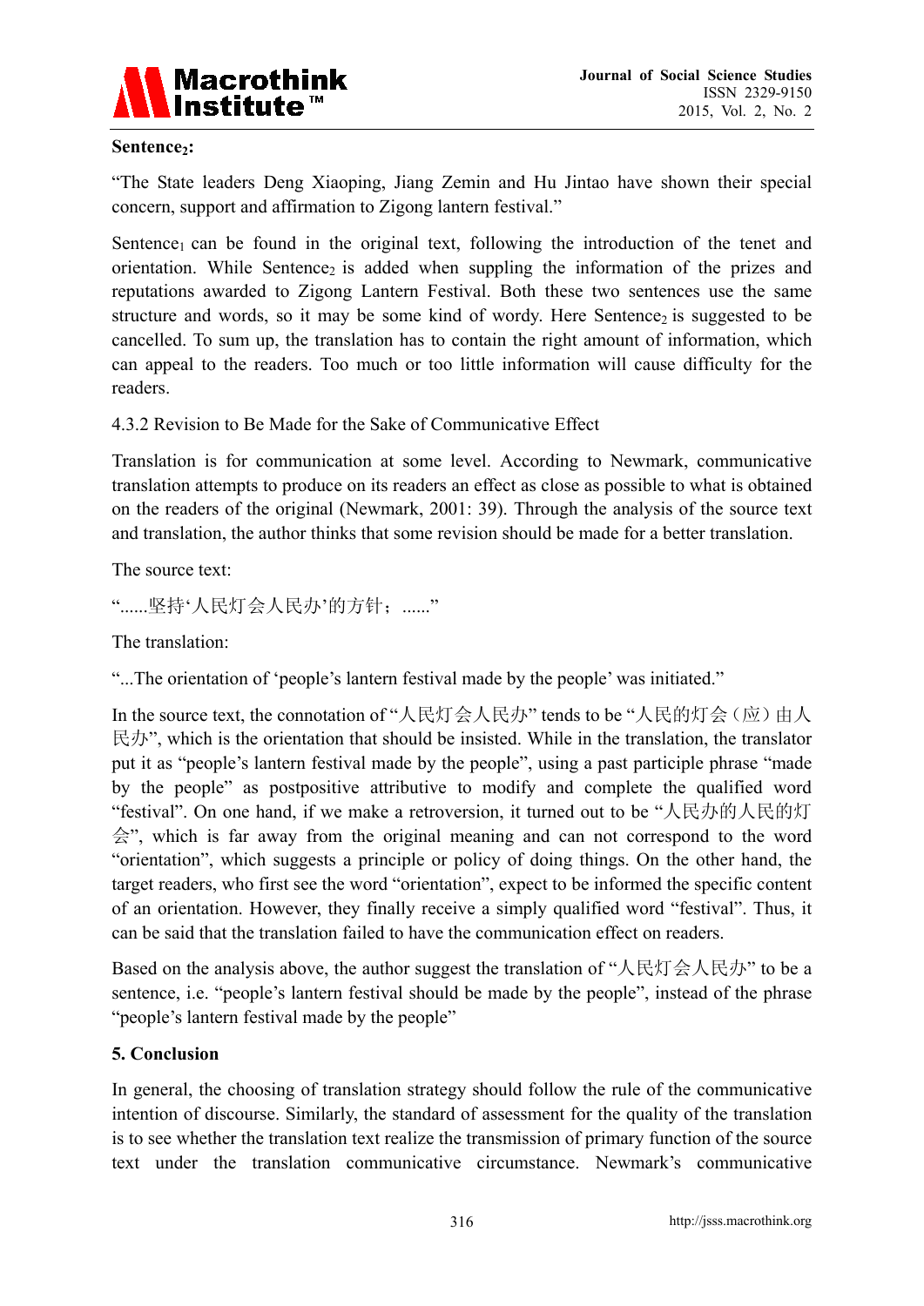

## Sentence<sub>2</sub>:

"The State leaders Deng Xiaoping, Jiang Zemin and Hu Jintao have shown their special concern, support and affirmation to Zigong lantern festival."

Sentence<sub>1</sub> can be found in the original text, following the introduction of the tenet and orientation. While Sentence<sub>2</sub> is added when suppling the information of the prizes and reputations awarded to Zigong Lantern Festival. Both these two sentences use the same structure and words, so it may be some kind of wordy. Here Sentence<sub>2</sub> is suggested to be cancelled. To sum up, the translation has to contain the right amount of information, which can appeal to the readers. Too much or too little information will cause difficulty for the readers.

## 4.3.2 Revision to Be Made for the Sake of Communicative Effect

Translation is for communication at some level. According to Newmark, communicative translation attempts to produce on its readers an effect as close as possible to what is obtained on the readers of the original (Newmark, 2001: 39). Through the analysis of the source text and translation, the author thinks that some revision should be made for a better translation.

The source text:

"......坚持'人民灯会人民办'的方针;......"

The translation:

"...The orientation of 'people's lantern festival made by the people' was initiated."

In the source text, the connotation of "人民灯会人民办" tends to be "人民的灯会(应)由人 民办", which is the orientation that should be insisted. While in the translation, the translator put it as "people's lantern festival made by the people", using a past participle phrase "made by the people" as postpositive attributive to modify and complete the qualified word "festival". On one hand, if we make a retroversion, it turned out to be "人民办的人民的灯 会", which is far away from the original meaning and can not correspond to the word "orientation", which suggests a principle or policy of doing things. On the other hand, the target readers, who first see the word "orientation", expect to be informed the specific content of an orientation. However, they finally receive a simply qualified word "festival". Thus, it can be said that the translation failed to have the communication effect on readers.

Based on the analysis above, the author suggest the translation of "人民灯会人民办" to be a sentence, i.e. "people's lantern festival should be made by the people", instead of the phrase "people's lantern festival made by the people"

#### **5. Conclusion**

In general, the choosing of translation strategy should follow the rule of the communicative intention of discourse. Similarly, the standard of assessment for the quality of the translation is to see whether the translation text realize the transmission of primary function of the source text under the translation communicative circumstance. Newmark's communicative